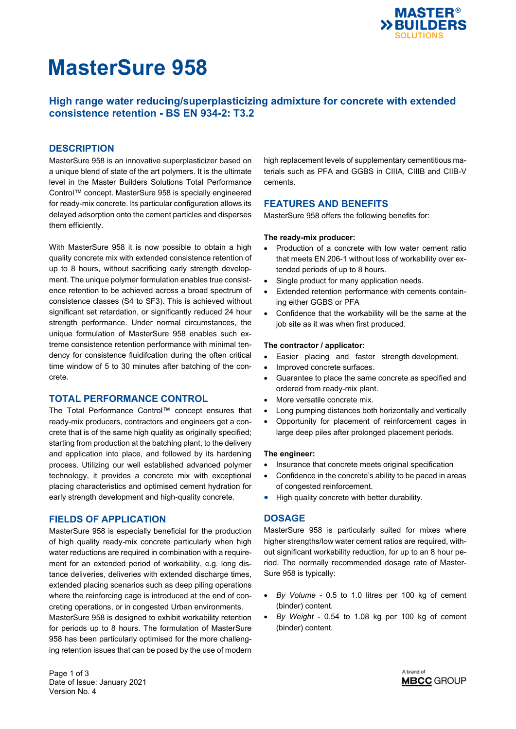# MasterSure 958

## High range water reducing/superplasticizing admixture for concrete with extended consistence retention - BS EN 934-2: T3.2

## DESCRIPTION

MasterSure 958 is an innovative superplasticizer based on a unique blend of state of the art polymers. It is the ultimate level in the Master Builders Solutions Total Performance Control™ concept. MasterSure 958 is specially engineered for ready-mix concrete. Its particular configuration allows its delayed adsorption onto the cement particles and disperses them efficiently.

With MasterSure 958 it is now possible to obtain a high quality concrete mix with extended consistence retention of up to 8 hours, without sacrificing early strength development. The unique polymer formulation enables true consistence retention to be achieved across a broad spectrum of consistence classes (S4 to SF3). This is achieved without significant set retardation, or significantly reduced 24 hour strength performance. Under normal circumstances, the unique formulation of MasterSure 958 enables such extreme consistence retention performance with minimal tendency for consistence fluidifcation during the often critical time window of 5 to 30 minutes after batching of the concrete.

## TOTAL PERFORMANCE CONTROL

The Total Performance Control™ concept ensures that ready-mix producers, contractors and engineers get a concrete that is of the same high quality as originally specified; starting from production at the batching plant, to the delivery and application into place, and followed by its hardening process. Utilizing our well established advanced polymer technology, it provides a concrete mix with exceptional placing characteristics and optimised cement hydration for early strength development and high-quality concrete.

## FIELDS OF APPLICATION

MasterSure 958 is especially beneficial for the production of high quality ready-mix concrete particularly when high water reductions are required in combination with a requirement for an extended period of workability, e.g. long distance deliveries, deliveries with extended discharge times, extended placing scenarios such as deep piling operations where the reinforcing cage is introduced at the end of concreting operations, or in congested Urban environments.

MasterSure 958 is designed to exhibit workability retention for periods up to 8 hours. The formulation of MasterSure 958 has been particularly optimised for the more challenging retention issues that can be posed by the use of modern high replacement levels of supplementary cementitious materials such as PFA and GGBS in CIIIA, CIIIB and CIIB-V cements.

## FEATURES AND BENEFITS

MasterSure 958 offers the following benefits for:

**The ready-mix producer:**

- Production of a concrete with low water cement ratio that meets EN 206-1 without loss of workability over extended periods of up to 8 hours.
- Single product for many application needs.
- Extended retention performance with cements containing either GGBS or PFA
- Confidence that the workability will be the same at the job site as it was when first produced.

**The contractor / applicator:**

- Easier placing and faster strength development.
- Improved concrete surfaces.
- Guarantee to place the same concrete as specified and ordered from ready-mix plant.
- More versatile concrete mix.
- Long pumping distances both horizontally and vertically
- Opportunity for placement of reinforcement cages in large deep piles after prolonged placement periods.

**The engineer:**

- Insurance that concrete meets original specification
- Confidence in the concrete's ability to be paced in areas of congested reinforcement.
- High quality concrete with better durability.

## DOSAGE

MasterSure 958 is particularly suited for mixes where higher strengths/low water cement ratios are required, without significant workability reduction, for up to an 8 hour period. The normally recommended dosage rate of MasterSure 958 is typically:

- *By Volume* - 0.5 to 1.0 litres per 100 kg of cement (binder) content.
- *By Weight* - 0.54 to 1.08 kg per 100 kg of cement (binder) content.

Date of Issue: January 2021
Version No. 4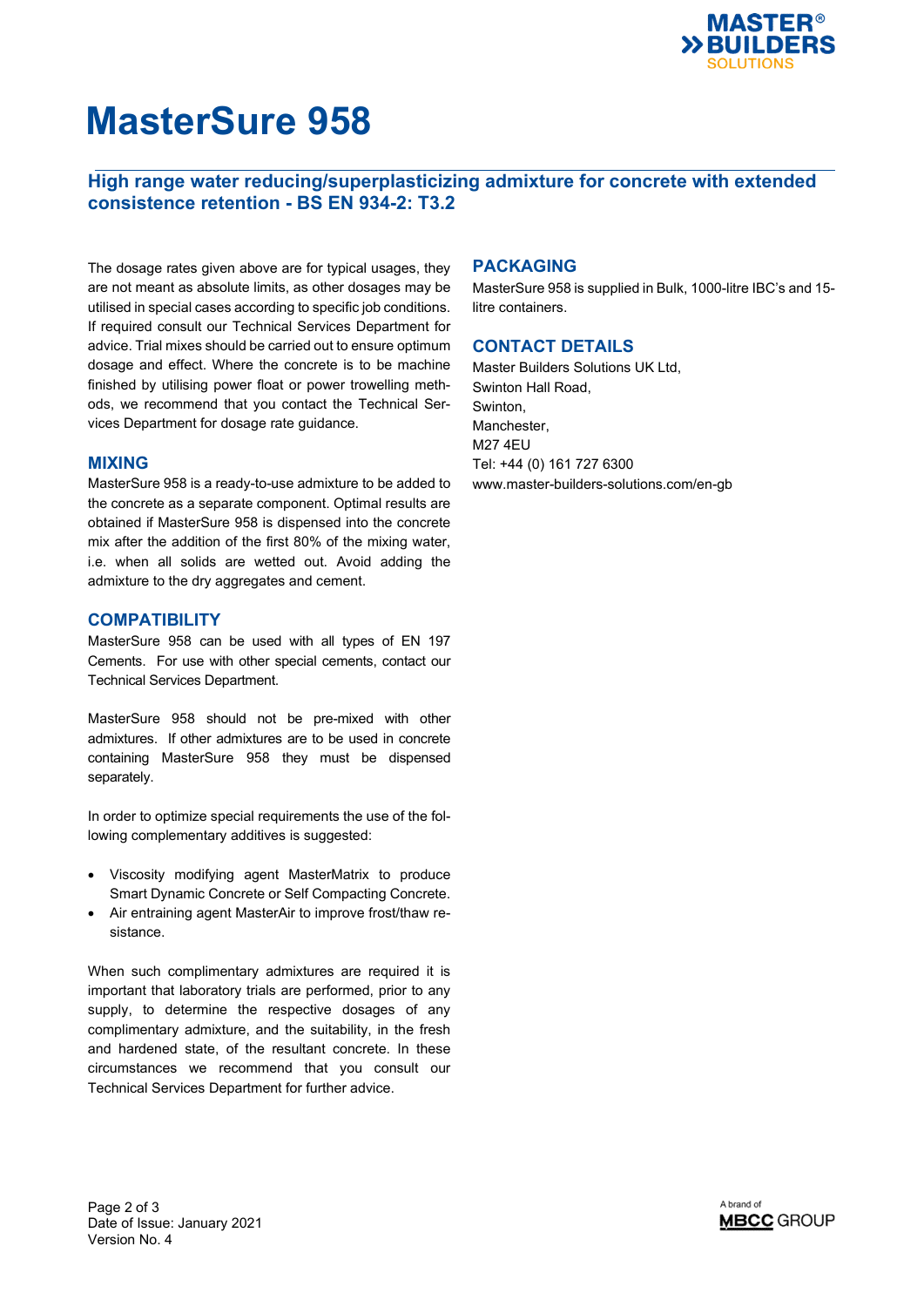# MasterSure 958

## High range water reducing/superplasticizing admixture for concrete with extended consistence retention - BS EN 934-2: T3.2

The dosage rates given above are for typical usages, they are not meant as absolute limits, as other dosages may be utilised in special cases according to specific job conditions. If required consult our Technical Services Department for advice. Trial mixes should be carried out to ensure optimum dosage and effect. Where the concrete is to be machine finished by utilising power float or power trowelling methods, we recommend that you contact the Technical Services Department for dosage rate guidance.

### MIXING

MasterSure 958 is a ready-to-use admixture to be added to the concrete as a separate component. Optimal results are obtained if MasterSure 958 is dispensed into the concrete mix after the addition of the first 80% of the mixing water, i.e. when all solids are wetted out. Avoid adding the admixture to the dry aggregates and cement.

### COMPATIBILITY

MasterSure 958 can be used with all types of EN 197 Cements. For use with other special cements, contact our Technical Services Department.

MasterSure 958 should not be pre-mixed with other admixtures. If other admixtures are to be used in concrete containing MasterSure 958 they must be dispensed separately.

In order to optimize special requirements the use of the following complementary additives is suggested:

- Viscosity modifying agent MasterMatrix to produce Smart Dynamic Concrete or Self Compacting Concrete.
- Air entraining agent MasterAir to improve frost/thaw resistance.

When such complimentary admixtures are required it is important that laboratory trials are performed, prior to any supply, to determine the respective dosages of any complimentary admixture, and the suitability, in the fresh and hardened state, of the resultant concrete. In these circumstances we recommend that you consult our Technical Services Department for further advice.

### PACKAGING

MasterSure 958 is supplied in Bulk, 1000-litre IBC's and 15-litre containers.

### CONTACT DETAILS

Master Builders Solutions UK Ltd,
Swinton Hall Road,
Swinton,
Manchester,
M27 4EU
Tel: +44 (0) 161 727 6300
www.master-builders-solutions.com/en-gb

Date of Issue: January 2021
Version No. 4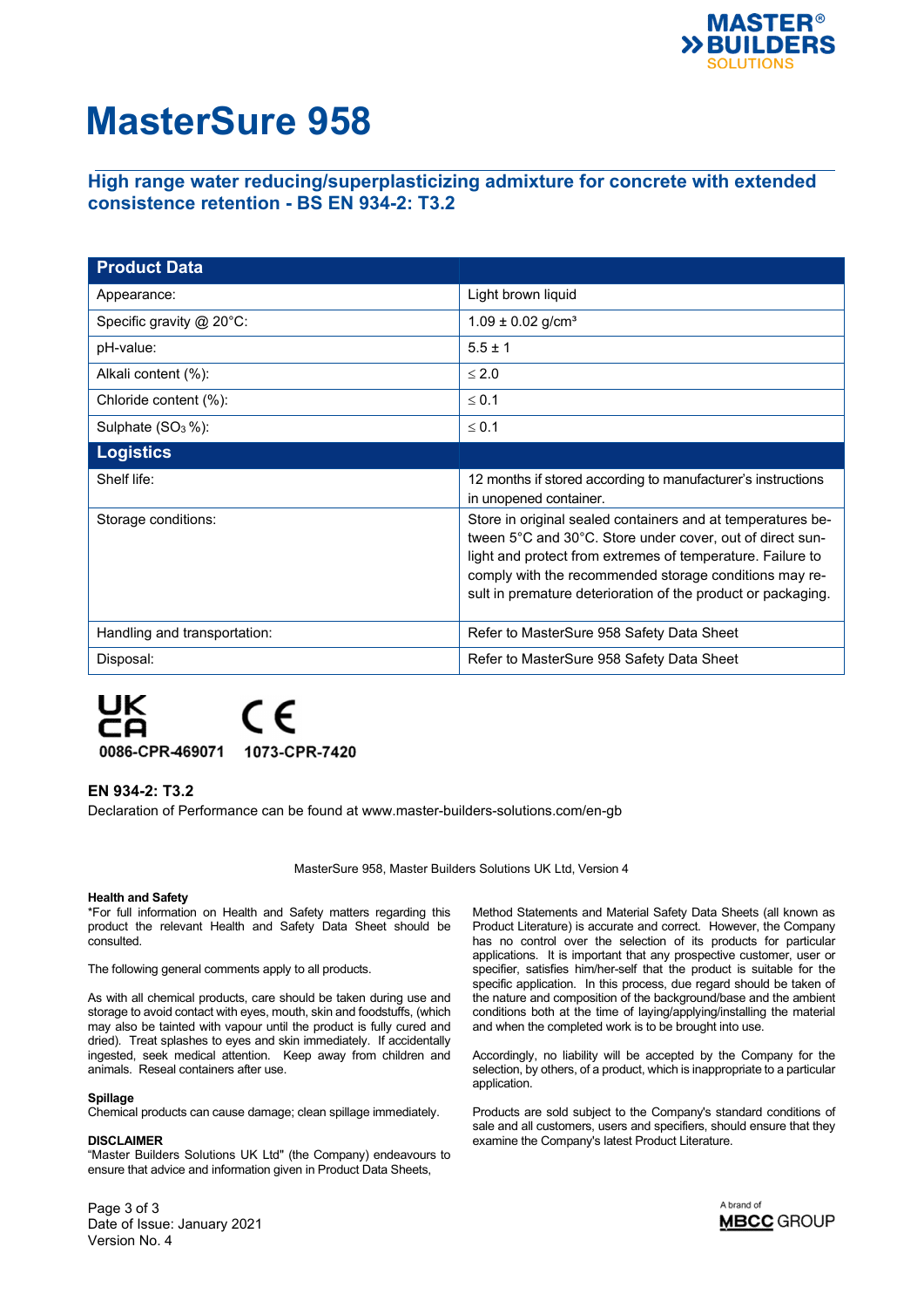# MasterSure 958

## High range water reducing/superplasticizing admixture for concrete with extended consistence retention - BS EN 934-2: T3.2

| Product Data | |
|---|---|
| Appearance: | Light brown liquid |
| Specific gravity @ 20°C: | 1.09 ± 0.02 g/cm³ |
| pH-value: | 5.5 ± 1 |
| Alkali content (%): | ≤ 2.0 |
| Chloride content (%): | ≤ 0.1 |
| Sulphate ($SO_3$ %): | ≤ 0.1 |
| **Logistics** | |
| Shelf life: | 12 months if stored according to manufacturer's instructions in unopened container. |
| Storage conditions: | Store in original sealed containers and at temperatures between 5°C and 30°C. Store under cover, out of direct sunlight and protect from extremes of temperature. Failure to comply with the recommended storage conditions may result in premature deterioration of the product or packaging. |
| Handling and transportation: | Refer to MasterSure 958 Safety Data Sheet |
| Disposal: | Refer to MasterSure 958 Safety Data Sheet |

UK CA 0086-CPR-469071 CE 1073-CPR-7420

**EN 934-2: T3.2**

Declaration of Performance can be found at www.master-builders-solutions.com/en-gb

MasterSure 958, Master Builders Solutions UK Ltd, Version 4

**Health and Safety**

*For full information on Health and Safety matters regarding this product the relevant Health and Safety Data Sheet should be consulted.

The following general comments apply to all products.

As with all chemical products, care should be taken during use and storage to avoid contact with eyes, mouth, skin and foodstuffs, (which may also be tainted with vapour until the product is fully cured and dried). Treat splashes to eyes and skin immediately. If accidentally ingested, seek medical attention. Keep away from children and animals. Reseal containers after use.

**Spillage**

Chemical products can cause damage; clean spillage immediately.

**DISCLAIMER**

"Master Builders Solutions UK Ltd" (the Company) endeavours to ensure that advice and information given in Product Data Sheets, Method Statements and Material Safety Data Sheets (all known as Product Literature) is accurate and correct. However, the Company has no control over the selection of its products for particular applications. It is important that any prospective customer, user or specifier, satisfies him/her-self that the product is suitable for the specific application. In this process, due regard should be taken of the nature and composition of the background/base and the ambient conditions both at the time of laying/applying/installing the material and when the completed work is to be brought into use.

Accordingly, no liability will be accepted by the Company for the selection, by others, of a product, which is inappropriate to a particular application.

Products are sold subject to the Company's standard conditions of sale and all customers, users and specifiers, should ensure that they examine the Company's latest Product Literature.

Date of Issue: January 2021
Version No. 4